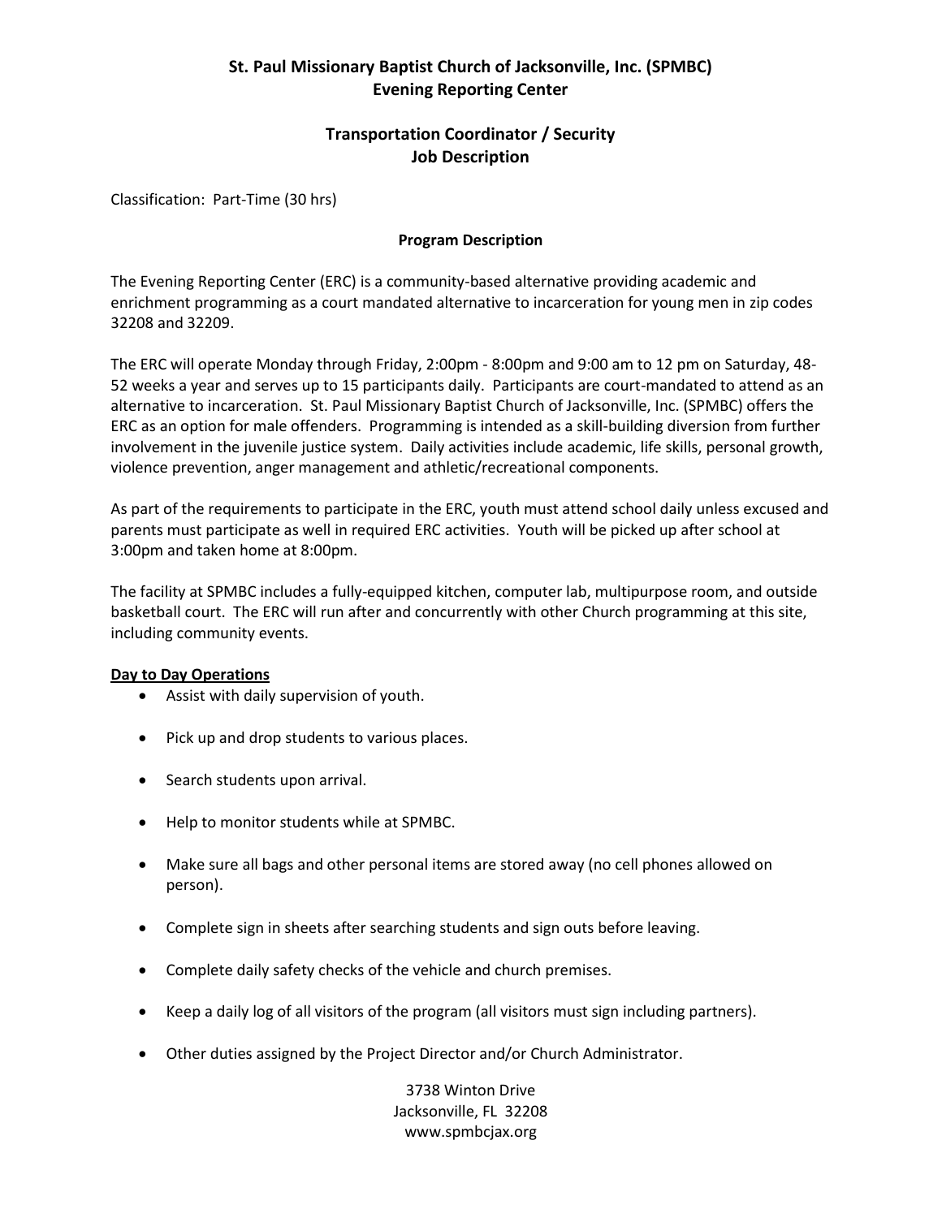# St. Paul Missionary Baptist Church of Jacksonville, Inc. (SPMBC)
# Evening Reporting Center

## Transportation Coordinator / Security
## Job Description

Classification: Part-Time (30 hrs)

### Program Description

The Evening Reporting Center (ERC) is a community-based alternative providing academic and enrichment programming as a court mandated alternative to incarceration for young men in zip codes 32208 and 32209.

The ERC will operate Monday through Friday, 2:00pm - 8:00pm and 9:00 am to 12 pm on Saturday, 48-52 weeks a year and serves up to 15 participants daily. Participants are court-mandated to attend as an alternative to incarceration. St. Paul Missionary Baptist Church of Jacksonville, Inc. (SPMBC) offers the ERC as an option for male offenders. Programming is intended as a skill-building diversion from further involvement in the juvenile justice system. Daily activities include academic, life skills, personal growth, violence prevention, anger management and athletic/recreational components.

As part of the requirements to participate in the ERC, youth must attend school daily unless excused and parents must participate as well in required ERC activities. Youth will be picked up after school at 3:00pm and taken home at 8:00pm.

The facility at SPMBC includes a fully-equipped kitchen, computer lab, multipurpose room, and outside basketball court. The ERC will run after and concurrently with other Church programming at this site, including community events.

**Day to Day Operations**

- Assist with daily supervision of youth.
- Pick up and drop students to various places.
- Search students upon arrival.
- Help to monitor students while at SPMBC.
- Make sure all bags and other personal items are stored away (no cell phones allowed on person).
- Complete sign in sheets after searching students and sign outs before leaving.
- Complete daily safety checks of the vehicle and church premises.
- Keep a daily log of all visitors of the program (all visitors must sign including partners).
- Other duties assigned by the Project Director and/or Church Administrator.

3738 Winton Drive
Jacksonville, FL 32208
www.spmbcjax.org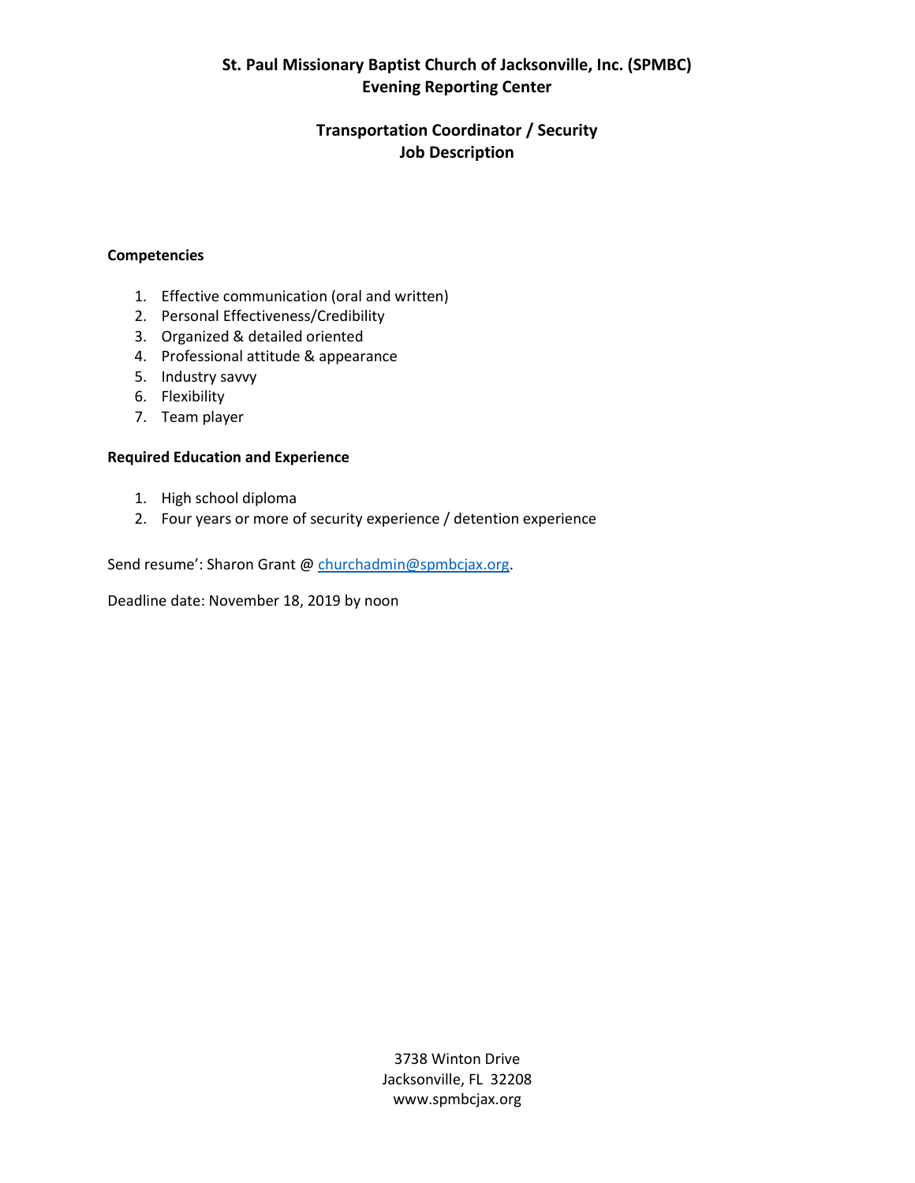**St. Paul Missionary Baptist Church of Jacksonville, Inc. (SPMBC)**
**Evening Reporting Center**

**Transportation Coordinator / Security**
**Job Description**

**Competencies**

1. Effective communication (oral and written)
2. Personal Effectiveness/Credibility
3. Organized & detailed oriented
4. Professional attitude & appearance
5. Industry savvy
6. Flexibility
7. Team player

**Required Education and Experience**

1. High school diploma
2. Four years or more of security experience / detention experience

Send resume': Sharon Grant @ churchadmin@spmbcjax.org.

Deadline date: November 18, 2019 by noon

3738 Winton Drive
Jacksonville, FL 32208
www.spmbcjax.org